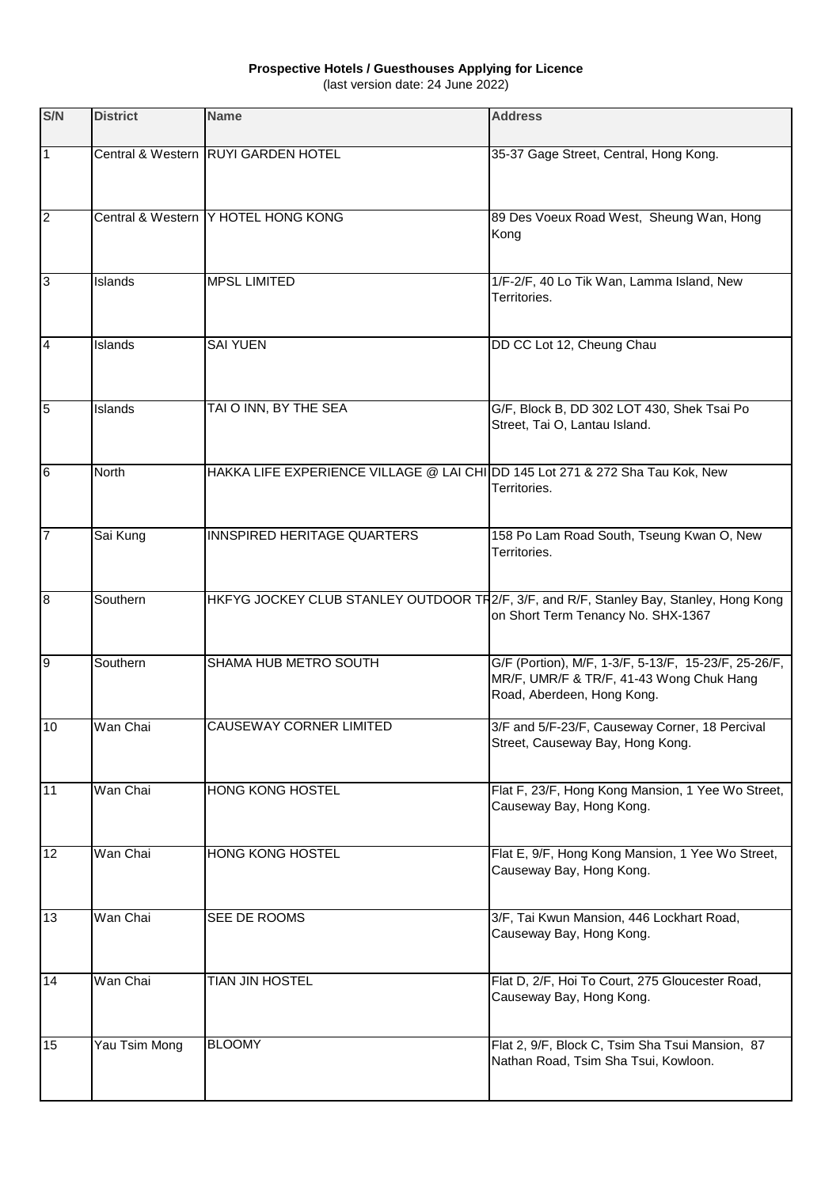**Prospective Hotels / Guesthouses Applying for Licence**

(last version date: 24 June 2022)

| S/N | District | Name | Address |
|---|---|---|---|
| 1 | Central & Western | RUYI GARDEN HOTEL | 35-37 Gage Street, Central, Hong Kong. |
| 2 | Central & Western | Y HOTEL HONG KONG | 89 Des Voeux Road West, Sheung Wan, Hong Kong |
| 3 | Islands | MPSL LIMITED | 1/F-2/F, 40 Lo Tik Wan, Lamma Island, New Territories. |
| 4 | Islands | SAI YUEN | DD CC Lot 12, Cheung Chau |
| 5 | Islands | TAI O INN, BY THE SEA | G/F, Block B, DD 302 LOT 430, Shek Tsai Po Street, Tai O, Lantau Island. |
| 6 | North | HAKKA LIFE EXPERIENCE VILLAGE @ LAI CHI | DD 145 Lot 271 & 272 Sha Tau Kok, New Territories. |
| 7 | Sai Kung | INNSPIRED HERITAGE QUARTERS | 158 Po Lam Road South, Tseung Kwan O, New Territories. |
| 8 | Southern | HKFYG JOCKEY CLUB STANLEY OUTDOOR TR | 2/F, 3/F, and R/F, Stanley Bay, Stanley, Hong Kong on Short Term Tenancy No. SHX-1367 |
| 9 | Southern | SHAMA HUB METRO SOUTH | G/F (Portion), M/F, 1-3/F, 5-13/F, 15-23/F, 25-26/F, MR/F, UMR/F & TR/F, 41-43 Wong Chuk Hang Road, Aberdeen, Hong Kong. |
| 10 | Wan Chai | CAUSEWAY CORNER LIMITED | 3/F and 5/F-23/F, Causeway Corner, 18 Percival Street, Causeway Bay, Hong Kong. |
| 11 | Wan Chai | HONG KONG HOSTEL | Flat F, 23/F, Hong Kong Mansion, 1 Yee Wo Street, Causeway Bay, Hong Kong. |
| 12 | Wan Chai | HONG KONG HOSTEL | Flat E, 9/F, Hong Kong Mansion, 1 Yee Wo Street, Causeway Bay, Hong Kong. |
| 13 | Wan Chai | SEE DE ROOMS | 3/F, Tai Kwun Mansion, 446 Lockhart Road, Causeway Bay, Hong Kong. |
| 14 | Wan Chai | TIAN JIN HOSTEL | Flat D, 2/F, Hoi To Court, 275 Gloucester Road, Causeway Bay, Hong Kong. |
| 15 | Yau Tsim Mong | BLOOMY | Flat 2, 9/F, Block C, Tsim Sha Tsui Mansion, 87 Nathan Road, Tsim Sha Tsui, Kowloon. |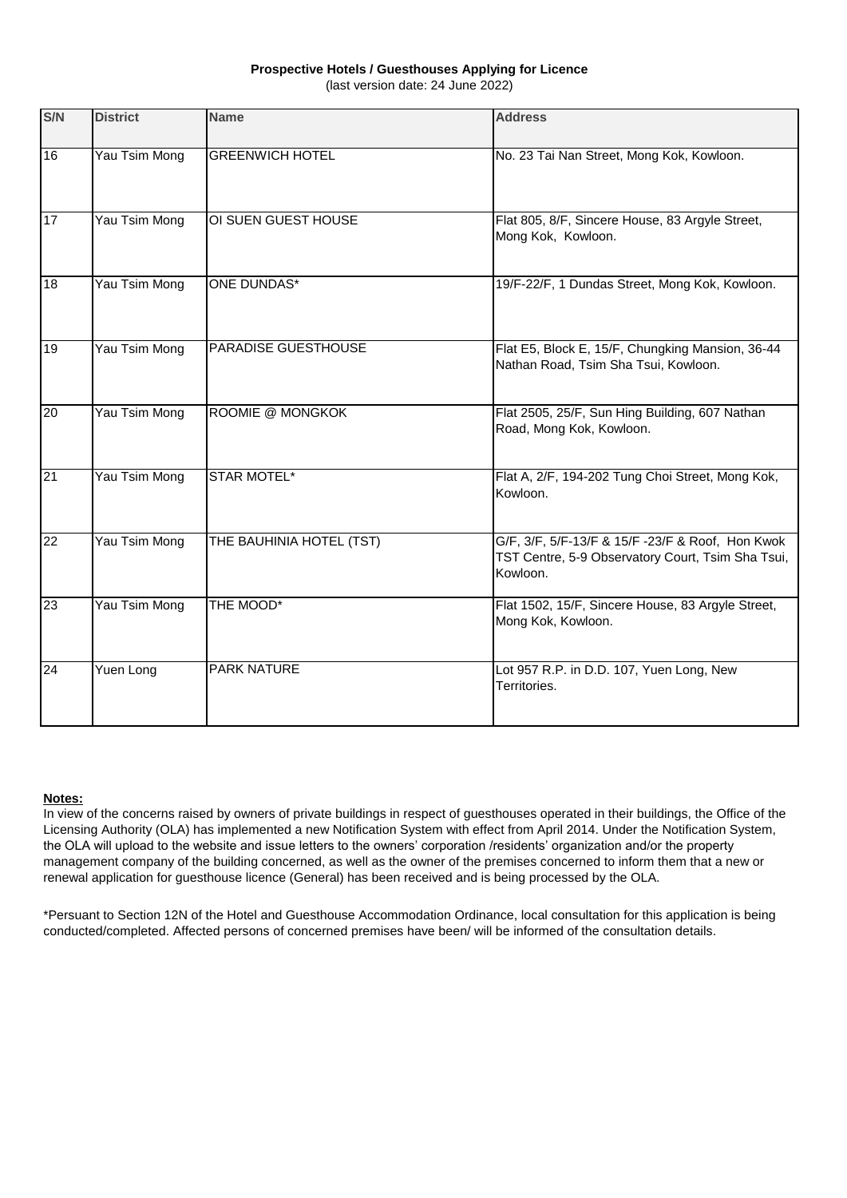**Prospective Hotels / Guesthouses Applying for Licence**
(last version date: 24 June 2022)

| S/N | District | Name | Address |
|---|---|---|---|
| 16 | Yau Tsim Mong | GREENWICH HOTEL | No. 23 Tai Nan Street, Mong Kok, Kowloon. |
| 17 | Yau Tsim Mong | OI SUEN GUEST HOUSE | Flat 805, 8/F, Sincere House, 83 Argyle Street, Mong Kok, Kowloon. |
| 18 | Yau Tsim Mong | ONE DUNDAS* | 19/F-22/F, 1 Dundas Street, Mong Kok, Kowloon. |
| 19 | Yau Tsim Mong | PARADISE GUESTHOUSE | Flat E5, Block E, 15/F, Chungking Mansion, 36-44 Nathan Road, Tsim Sha Tsui, Kowloon. |
| 20 | Yau Tsim Mong | ROOMIE @ MONGKOK | Flat 2505, 25/F, Sun Hing Building, 607 Nathan Road, Mong Kok, Kowloon. |
| 21 | Yau Tsim Mong | STAR MOTEL* | Flat A, 2/F, 194-202 Tung Choi Street, Mong Kok, Kowloon. |
| 22 | Yau Tsim Mong | THE BAUHINIA HOTEL (TST) | G/F, 3/F, 5/F-13/F & 15/F -23/F & Roof, Hon Kwok TST Centre, 5-9 Observatory Court, Tsim Sha Tsui, Kowloon. |
| 23 | Yau Tsim Mong | THE MOOD* | Flat 1502, 15/F, Sincere House, 83 Argyle Street, Mong Kok, Kowloon. |
| 24 | Yuen Long | PARK NATURE | Lot 957 R.P. in D.D. 107, Yuen Long, New Territories. |

**Notes:**

In view of the concerns raised by owners of private buildings in respect of guesthouses operated in their buildings, the Office of the Licensing Authority (OLA) has implemented a new Notification System with effect from April 2014. Under the Notification System, the OLA will upload to the website and issue letters to the owners' corporation /residents' organization and/or the property management company of the building concerned, as well as the owner of the premises concerned to inform them that a new or renewal application for guesthouse licence (General) has been received and is being processed by the OLA.

*Persuant to Section 12N of the Hotel and Guesthouse Accommodation Ordinance, local consultation for this application is being conducted/completed. Affected persons of concerned premises have been/ will be informed of the consultation details.